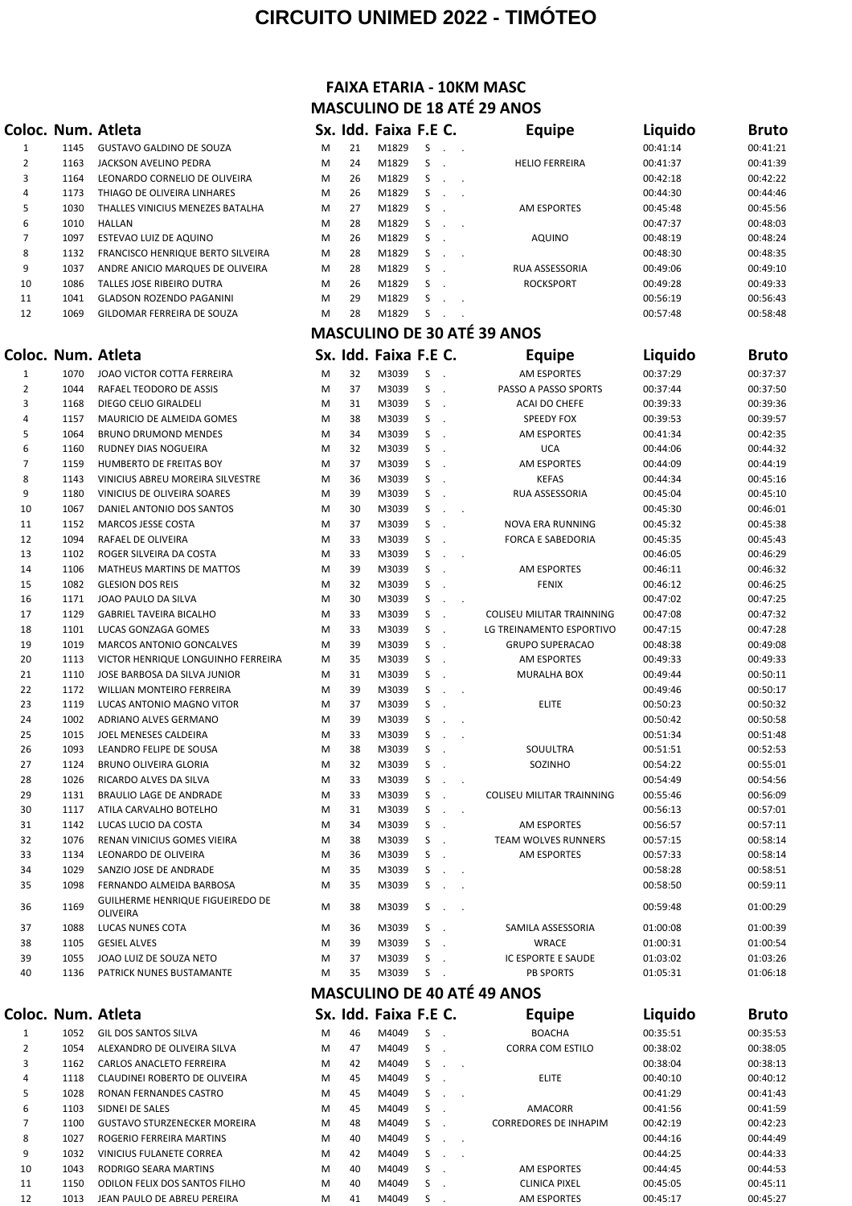# CIRCUITO UNIMED 2022 - TIMÓTEO

## FAIXA ETARIA - 10KM MASC

### MASCULINO DE 18 ATÉ 29 ANOS

| Coloc. | Num. | Atleta | Sx. | Idd. | Faixa | F.E | C. | Equipe | Liquido | Bruto |
|---|---|---|---|---|---|---|---|---|---|---|
| 1 | 1145 | GUSTAVO GALDINO DE SOUZA | M | 21 | M1829 | S | . | . | 00:41:14 | 00:41:21 |
| 2 | 1163 | JACKSON AVELINO PEDRA | M | 24 | M1829 | S | . | HELIO FERREIRA | 00:41:37 | 00:41:39 |
| 3 | 1164 | LEONARDO CORNELIO DE OLIVEIRA | M | 26 | M1829 | S | . | . | 00:42:18 | 00:42:22 |
| 4 | 1173 | THIAGO DE OLIVEIRA LINHARES | M | 26 | M1829 | S | . | . | 00:44:30 | 00:44:46 |
| 5 | 1030 | THALLES VINICIUS MENEZES BATALHA | M | 27 | M1829 | S | . | AM ESPORTES | 00:45:48 | 00:45:56 |
| 6 | 1010 | HALLAN | M | 28 | M1829 | S | . | . | 00:47:37 | 00:48:03 |
| 7 | 1097 | ESTEVAO LUIZ DE AQUINO | M | 26 | M1829 | S | . | AQUINO | 00:48:19 | 00:48:24 |
| 8 | 1132 | FRANCISCO HENRIQUE BERTO SILVEIRA | M | 28 | M1829 | S | . | . | 00:48:30 | 00:48:35 |
| 9 | 1037 | ANDRE ANICIO MARQUES DE OLIVEIRA | M | 28 | M1829 | S | . | RUA ASSESSORIA | 00:49:06 | 00:49:10 |
| 10 | 1086 | TALLES JOSE RIBEIRO DUTRA | M | 26 | M1829 | S | . | ROCKSPORT | 00:49:28 | 00:49:33 |
| 11 | 1041 | GLADSON ROZENDO PAGANINI | M | 29 | M1829 | S | . | . | 00:56:19 | 00:56:43 |
| 12 | 1069 | GILDOMAR FERREIRA DE SOUZA | M | 28 | M1829 | S | . | . | 00:57:48 | 00:58:48 |

### MASCULINO DE 30 ATÉ 39 ANOS

| Coloc. | Num. | Atleta | Sx. | Idd. | Faixa | F.E | C. | Equipe | Liquido | Bruto |
|---|---|---|---|---|---|---|---|---|---|---|
| 1 | 1070 | JOAO VICTOR COTTA FERREIRA | M | 32 | M3039 | S | . | AM ESPORTES | 00:37:29 | 00:37:37 |
| 2 | 1044 | RAFAEL TEODORO DE ASSIS | M | 37 | M3039 | S | . | PASSO A PASSO SPORTS | 00:37:44 | 00:37:50 |
| 3 | 1168 | DIEGO CELIO GIRALDELI | M | 31 | M3039 | S | . | ACAI DO CHEFE | 00:39:33 | 00:39:36 |
| 4 | 1157 | MAURICIO DE ALMEIDA GOMES | M | 38 | M3039 | S | . | SPEEDY FOX | 00:39:53 | 00:39:57 |
| 5 | 1064 | BRUNO DRUMOND MENDES | M | 34 | M3039 | S | . | AM ESPORTES | 00:41:34 | 00:42:35 |
| 6 | 1160 | RUDNEY DIAS NOGUEIRA | M | 32 | M3039 | S | . | UCA | 00:44:06 | 00:44:32 |
| 7 | 1159 | HUMBERTO DE FREITAS BOY | M | 37 | M3039 | S | . | AM ESPORTES | 00:44:09 | 00:44:19 |
| 8 | 1143 | VINICIUS ABREU MOREIRA SILVESTRE | M | 36 | M3039 | S | . | KEFAS | 00:44:34 | 00:45:16 |
| 9 | 1180 | VINICIUS DE OLIVEIRA SOARES | M | 39 | M3039 | S | . | RUA ASSESSORIA | 00:45:04 | 00:45:10 |
| 10 | 1067 | DANIEL ANTONIO DOS SANTOS | M | 30 | M3039 | S | . | . | 00:45:30 | 00:46:01 |
| 11 | 1152 | MARCOS JESSE COSTA | M | 37 | M3039 | S | . | NOVA ERA RUNNING | 00:45:32 | 00:45:38 |
| 12 | 1094 | RAFAEL DE OLIVEIRA | M | 33 | M3039 | S | . | FORCA E SABEDORIA | 00:45:35 | 00:45:43 |
| 13 | 1102 | ROGER SILVEIRA DA COSTA | M | 33 | M3039 | S | . | . | 00:46:05 | 00:46:29 |
| 14 | 1106 | MATHEUS MARTINS DE MATTOS | M | 39 | M3039 | S | . | AM ESPORTES | 00:46:11 | 00:46:32 |
| 15 | 1082 | GLESION DOS REIS | M | 32 | M3039 | S | . | FENIX | 00:46:12 | 00:46:25 |
| 16 | 1171 | JOAO PAULO DA SILVA | M | 30 | M3039 | S | . | . | 00:47:02 | 00:47:25 |
| 17 | 1129 | GABRIEL TAVEIRA BICALHO | M | 33 | M3039 | S | . | COLISEU MILITAR TRAINNING | 00:47:08 | 00:47:32 |
| 18 | 1101 | LUCAS GONZAGA GOMES | M | 33 | M3039 | S | . | LG TREINAMENTO ESPORTIVO | 00:47:15 | 00:47:28 |
| 19 | 1019 | MARCOS ANTONIO GONCALVES | M | 39 | M3039 | S | . | GRUPO SUPERACAO | 00:48:38 | 00:49:08 |
| 20 | 1113 | VICTOR HENRIQUE LONGUINHO FERREIRA | M | 35 | M3039 | S | . | AM ESPORTES | 00:49:33 | 00:49:33 |
| 21 | 1110 | JOSE BARBOSA DA SILVA JUNIOR | M | 31 | M3039 | S | . | MURALHA BOX | 00:49:44 | 00:50:11 |
| 22 | 1172 | WILLIAN MONTEIRO FERREIRA | M | 39 | M3039 | S | . | . | 00:49:46 | 00:50:17 |
| 23 | 1119 | LUCAS ANTONIO MAGNO VITOR | M | 37 | M3039 | S | . | ELITE | 00:50:23 | 00:50:32 |
| 24 | 1002 | ADRIANO ALVES GERMANO | M | 39 | M3039 | S | . | . | 00:50:42 | 00:50:58 |
| 25 | 1015 | JOEL MENESES CALDEIRA | M | 33 | M3039 | S | . | . | 00:51:34 | 00:51:48 |
| 26 | 1093 | LEANDRO FELIPE DE SOUSA | M | 38 | M3039 | S | . | SOUULTRA | 00:51:51 | 00:52:53 |
| 27 | 1124 | BRUNO OLIVEIRA GLORIA | M | 32 | M3039 | S | . | SOZINHO | 00:54:22 | 00:55:01 |
| 28 | 1026 | RICARDO ALVES DA SILVA | M | 33 | M3039 | S | . | . | 00:54:49 | 00:54:56 |
| 29 | 1131 | BRAULIO LAGE DE ANDRADE | M | 33 | M3039 | S | . | COLISEU MILITAR TRAINNING | 00:55:46 | 00:56:09 |
| 30 | 1117 | ATILA CARVALHO BOTELHO | M | 31 | M3039 | S | . | . | 00:56:13 | 00:57:01 |
| 31 | 1142 | LUCAS LUCIO DA COSTA | M | 34 | M3039 | S | . | AM ESPORTES | 00:56:57 | 00:57:11 |
| 32 | 1076 | RENAN VINICIUS GOMES VIEIRA | M | 38 | M3039 | S | . | TEAM WOLVES RUNNERS | 00:57:15 | 00:58:14 |
| 33 | 1134 | LEONARDO DE OLIVEIRA | M | 36 | M3039 | S | . | AM ESPORTES | 00:57:33 | 00:58:14 |
| 34 | 1029 | SANZIO JOSE DE ANDRADE | M | 35 | M3039 | S | . | . | 00:58:28 | 00:58:51 |
| 35 | 1098 | FERNANDO ALMEIDA BARBOSA | M | 35 | M3039 | S | . | . | 00:58:50 | 00:59:11 |
| 36 | 1169 | GUILHERME HENRIQUE FIGUEIREDO DE OLIVEIRA | M | 38 | M3039 | S | . | . | 00:59:48 | 01:00:29 |
| 37 | 1088 | LUCAS NUNES COTA | M | 36 | M3039 | S | . | SAMILA ASSESSORIA | 01:00:08 | 01:00:39 |
| 38 | 1105 | GESIEL ALVES | M | 39 | M3039 | S | . | WRACE | 01:00:31 | 01:00:54 |
| 39 | 1055 | JOAO LUIZ DE SOUZA NETO | M | 37 | M3039 | S | . | IC ESPORTE E SAUDE | 01:03:02 | 01:03:26 |
| 40 | 1136 | PATRICK NUNES BUSTAMANTE | M | 35 | M3039 | S | . | PB SPORTS | 01:05:31 | 01:06:18 |

### MASCULINO DE 40 ATÉ 49 ANOS

| Coloc. | Num. | Atleta | Sx. | Idd. | Faixa | F.E | C. | Equipe | Liquido | Bruto |
|---|---|---|---|---|---|---|---|---|---|---|
| 1 | 1052 | GIL DOS SANTOS SILVA | M | 46 | M4049 | S | . | BOACHA | 00:35:51 | 00:35:53 |
| 2 | 1054 | ALEXANDRO DE OLIVEIRA SILVA | M | 47 | M4049 | S | . | CORRA COM ESTILO | 00:38:02 | 00:38:05 |
| 3 | 1162 | CARLOS ANACLETO FERREIRA | M | 42 | M4049 | S | . | . | 00:38:04 | 00:38:13 |
| 4 | 1118 | CLAUDINEI ROBERTO DE OLIVEIRA | M | 45 | M4049 | S | . | ELITE | 00:40:10 | 00:40:12 |
| 5 | 1028 | RONAN FERNANDES CASTRO | M | 45 | M4049 | S | . | . | 00:41:29 | 00:41:43 |
| 6 | 1103 | SIDNEI DE SALES | M | 45 | M4049 | S | . | AMACORR | 00:41:56 | 00:41:59 |
| 7 | 1100 | GUSTAVO STURZENECKER MOREIRA | M | 48 | M4049 | S | . | CORREDORES DE INHAPIM | 00:42:19 | 00:42:23 |
| 8 | 1027 | ROGERIO FERREIRA MARTINS | M | 40 | M4049 | S | . | . | 00:44:16 | 00:44:49 |
| 9 | 1032 | VINICIUS FULANETE CORREA | M | 42 | M4049 | S | . | . | 00:44:25 | 00:44:33 |
| 10 | 1043 | RODRIGO SEARA MARTINS | M | 40 | M4049 | S | . | AM ESPORTES | 00:44:45 | 00:44:53 |
| 11 | 1150 | ODILON FELIX DOS SANTOS FILHO | M | 40 | M4049 | S | . | CLINICA PIXEL | 00:45:05 | 00:45:11 |
| 12 | 1013 | JEAN PAULO DE ABREU PEREIRA | M | 41 | M4049 | S | . | AM ESPORTES | 00:45:17 | 00:45:27 |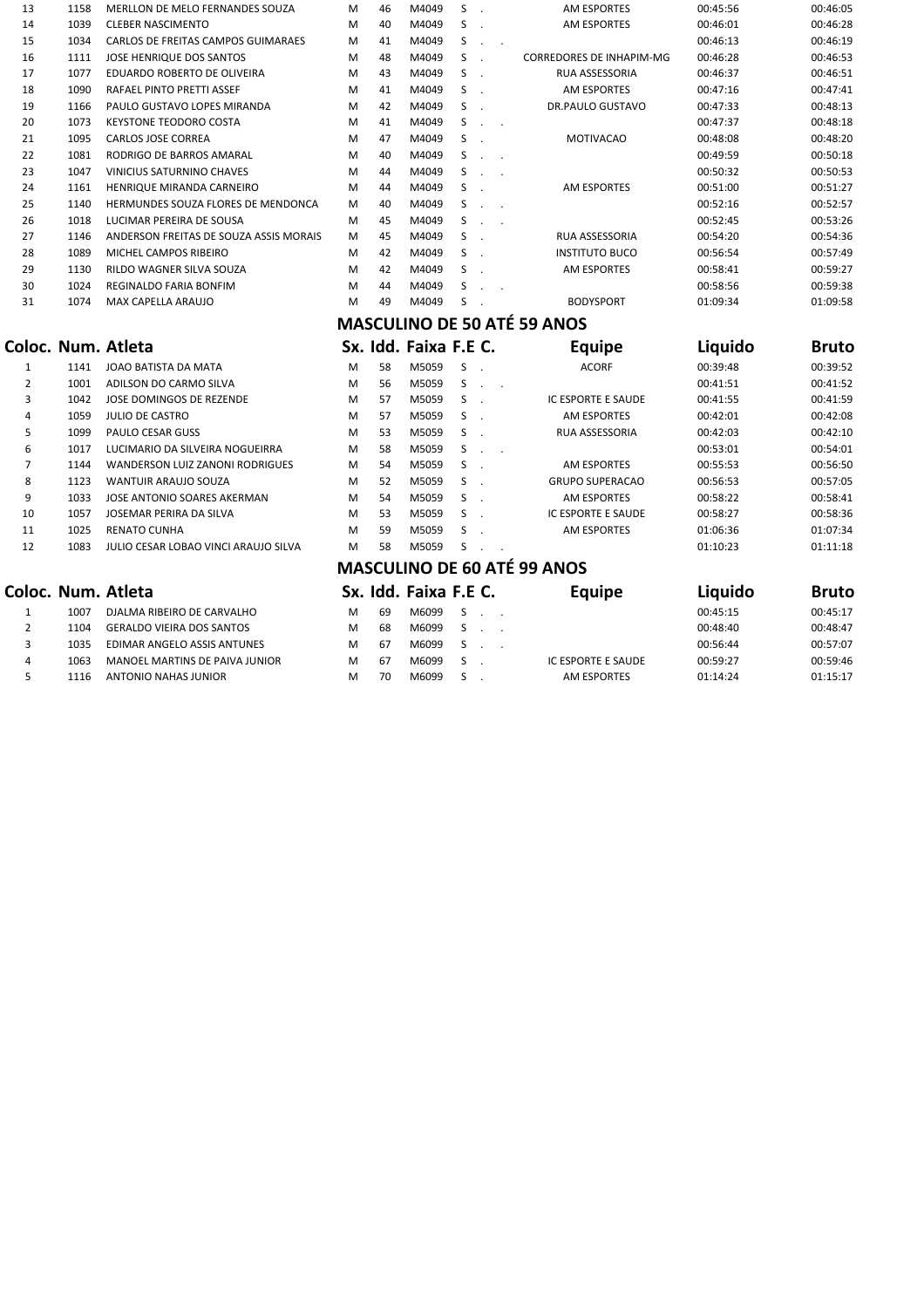| | | | | | | | | | |
|---|---|---|---|---|---|---|---|---|---|
| 13 | 1158 | MERLLON DE MELO FERNANDES SOUZA | M | 46 | M4049 | S . | AM ESPORTES | 00:45:56 | 00:46:05 |
| 14 | 1039 | CLEBER NASCIMENTO | M | 40 | M4049 | S . | AM ESPORTES | 00:46:01 | 00:46:28 |
| 15 | 1034 | CARLOS DE FREITAS CAMPOS GUIMARAES | M | 41 | M4049 | S . . | | 00:46:13 | 00:46:19 |
| 16 | 1111 | JOSE HENRIQUE DOS SANTOS | M | 48 | M4049 | S . | CORREDORES DE INHAPIM-MG | 00:46:28 | 00:46:53 |
| 17 | 1077 | EDUARDO ROBERTO DE OLIVEIRA | M | 43 | M4049 | S . | RUA ASSESSORIA | 00:46:37 | 00:46:51 |
| 18 | 1090 | RAFAEL PINTO PRETTI ASSEF | M | 41 | M4049 | S . | AM ESPORTES | 00:47:16 | 00:47:41 |
| 19 | 1166 | PAULO GUSTAVO LOPES MIRANDA | M | 42 | M4049 | S . | DR.PAULO GUSTAVO | 00:47:33 | 00:48:13 |
| 20 | 1073 | KEYSTONE TEODORO COSTA | M | 41 | M4049 | S . . | | 00:47:37 | 00:48:18 |
| 21 | 1095 | CARLOS JOSE CORREA | M | 47 | M4049 | S . | MOTIVACAO | 00:48:08 | 00:48:20 |
| 22 | 1081 | RODRIGO DE BARROS AMARAL | M | 40 | M4049 | S . . | | 00:49:59 | 00:50:18 |
| 23 | 1047 | VINICIUS SATURNINO CHAVES | M | 44 | M4049 | S . . | | 00:50:32 | 00:50:53 |
| 24 | 1161 | HENRIQUE MIRANDA CARNEIRO | M | 44 | M4049 | S . | AM ESPORTES | 00:51:00 | 00:51:27 |
| 25 | 1140 | HERMUNDES SOUZA FLORES DE MENDONCA | M | 40 | M4049 | S . . | | 00:52:16 | 00:52:57 |
| 26 | 1018 | LUCIMAR PEREIRA DE SOUSA | M | 45 | M4049 | S . . | | 00:52:45 | 00:53:26 |
| 27 | 1146 | ANDERSON FREITAS DE SOUZA ASSIS MORAIS | M | 45 | M4049 | S . | RUA ASSESSORIA | 00:54:20 | 00:54:36 |
| 28 | 1089 | MICHEL CAMPOS RIBEIRO | M | 42 | M4049 | S . | INSTITUTO BUCO | 00:56:54 | 00:57:49 |
| 29 | 1130 | RILDO WAGNER SILVA SOUZA | M | 42 | M4049 | S . | AM ESPORTES | 00:58:41 | 00:59:27 |
| 30 | 1024 | REGINALDO FARIA BONFIM | M | 44 | M4049 | S . . | | 00:58:56 | 00:59:38 |
| 31 | 1074 | MAX CAPELLA ARAUJO | M | 49 | M4049 | S . | BODYSPORT | 01:09:34 | 01:09:58 |

## MASCULINO DE 50 ATÉ 59 ANOS

| Coloc. | Num. | Atleta | Sx. | Idd. | Faixa | F.E C. | Equipe | Liquido | Bruto |
|---|---|---|---|---|---|---|---|---|---|
| 1 | 1141 | JOAO BATISTA DA MATA | M | 58 | M5059 | S . | ACORF | 00:39:48 | 00:39:52 |
| 2 | 1001 | ADILSON DO CARMO SILVA | M | 56 | M5059 | S . . | | 00:41:51 | 00:41:52 |
| 3 | 1042 | JOSE DOMINGOS DE REZENDE | M | 57 | M5059 | S . | IC ESPORTE E SAUDE | 00:41:55 | 00:41:59 |
| 4 | 1059 | JULIO DE CASTRO | M | 57 | M5059 | S . | AM ESPORTES | 00:42:01 | 00:42:08 |
| 5 | 1099 | PAULO CESAR GUSS | M | 53 | M5059 | S . | RUA ASSESSORIA | 00:42:03 | 00:42:10 |
| 6 | 1017 | LUCIMARIO DA SILVEIRA NOGUEIRRA | M | 58 | M5059 | S . . | | 00:53:01 | 00:54:01 |
| 7 | 1144 | WANDERSON LUIZ ZANONI RODRIGUES | M | 54 | M5059 | S . | AM ESPORTES | 00:55:53 | 00:56:50 |
| 8 | 1123 | WANTUIR ARAUJO SOUZA | M | 52 | M5059 | S . | GRUPO SUPERACAO | 00:56:53 | 00:57:05 |
| 9 | 1033 | JOSE ANTONIO SOARES AKERMAN | M | 54 | M5059 | S . | AM ESPORTES | 00:58:22 | 00:58:41 |
| 10 | 1057 | JOSEMAR PERIRA DA SILVA | M | 53 | M5059 | S . | IC ESPORTE E SAUDE | 00:58:27 | 00:58:36 |
| 11 | 1025 | RENATO CUNHA | M | 59 | M5059 | S . | AM ESPORTES | 01:06:36 | 01:07:34 |
| 12 | 1083 | JULIO CESAR LOBAO VINCI ARAUJO SILVA | M | 58 | M5059 | S . . | | 01:10:23 | 01:11:18 |

## MASCULINO DE 60 ATÉ 99 ANOS

| Coloc. | Num. | Atleta | Sx. | Idd. | Faixa | F.E C. | Equipe | Liquido | Bruto |
|---|---|---|---|---|---|---|---|---|---|
| 1 | 1007 | DJALMA RIBEIRO DE CARVALHO | M | 69 | M6099 | S . . | | 00:45:15 | 00:45:17 |
| 2 | 1104 | GERALDO VIEIRA DOS SANTOS | M | 68 | M6099 | S . . | | 00:48:40 | 00:48:47 |
| 3 | 1035 | EDIMAR ANGELO ASSIS ANTUNES | M | 67 | M6099 | S . . | | 00:56:44 | 00:57:07 |
| 4 | 1063 | MANOEL MARTINS DE PAIVA JUNIOR | M | 67 | M6099 | S . | IC ESPORTE E SAUDE | 00:59:27 | 00:59:46 |
| 5 | 1116 | ANTONIO NAHAS JUNIOR | M | 70 | M6099 | S . | AM ESPORTES | 01:14:24 | 01:15:17 |